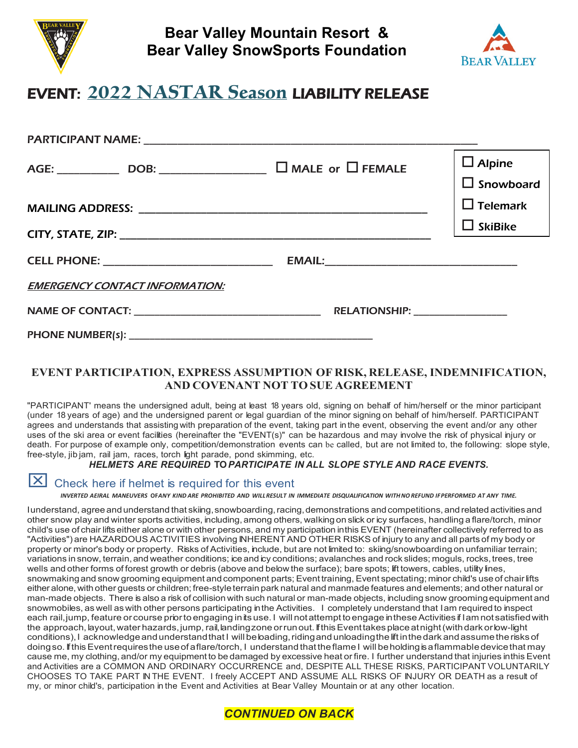# Bear Valley Mountain Resort & Bear Valley SnowSports Foundation

## EVENT: 2022 NASTAR Season LIABILITY RELEASE

PARTICIPANT NAME: ______________________________________________

AGE: ________ DOB: ______________ ☐ MALE or ☐ FEMALE

☐ Alpine
☐ Snowboard
☐ Telemark
☐ SkiBike

MAILING ADDRESS: ________________________________________

CITY, STATE, ZIP: __________________________________________

CELL PHONE: ______________________ EMAIL:__________________________

*EMERGENCY CONTACT INFORMATION:*

NAME OF CONTACT: ________________________ RELATIONSHIP: ____________

PHONE NUMBER(s): __________________________________

### EVENT PARTICIPATION, EXPRESS ASSUMPTION OF RISK, RELEASE, INDEMNIFICATION, AND COVENANT NOT TO SUE AGREEMENT

"PARTICIPANT' means the undersigned adult, being at least 18 years old, signing on behalf of him/herself or the minor participant (under 18 years of age) and the undersigned parent or legal guardian of the minor signing on behalf of him/herself. PARTICIPANT agrees and understands that assisting with preparation of the event, taking part in the event, observing the event and/or any other uses of the ski area or event facilities (hereinafter the "EVENT(s)" can be hazardous and may involve the risk of physical injury or death. For purpose of example only, competition/demonstration events can be called, but are not limited to, the following: slope style, free-style, jib jam, rail jam, races, torch light parade, pond skimming, etc.

***HELMETS ARE REQUIRED TO PARTICIPATE IN ALL SLOPE STYLE AND RACE EVENTS.***

☒ Check here if helmet is required for this event

*INVERTED AERIAL MANEUVERS OF ANY KIND ARE PROHIBITED AND WILL RESULT IN IMMEDIATE DISQUALIFICATION WITH NO REFUND IF PERFORMED AT ANY TIME.*

I understand, agree and understand that skiing, snowboarding, racing, demonstrations and competitions, and related activities and other snow play and winter sports activities, including, among others, walking on slick or icy surfaces, handling a flare/torch, minor child's use of chair lifts either alone or with other persons, and my participation in this EVENT (hereinafter collectively referred to as "Activities") are HAZARDOUS ACTIVITIES involving INHERENT AND OTHER RISKS of injury to any and all parts of my body or property or minor's body or property. Risks of Activities, include, but are not limited to: skiing/snowboarding on unfamiliar terrain; variations in snow, terrain, and weather conditions; ice and icy conditions; avalanches and rock slides; moguls, rocks, trees, tree wells and other forms of forest growth or debris (above and below the surface); bare spots; lift towers, cables, utility lines, snowmaking and snow grooming equipment and component parts; Event training, Event spectating; minor child's use of chair lifts either alone, with other guests or children; free-style terrain park natural and manmade features and elements; and other natural or man-made objects. There is also a risk of collision with such natural or man-made objects, including snow grooming equipment and snowmobiles, as well as with other persons participating in the Activities. I completely understand that I am required to inspect each rail, jump, feature or course prior to engaging in its use. I will not attempt to engage in these Activities if I am not satisfied with the approach, layout, water hazards, jump, rail, landing zone or run out. If this Event takes place at night (with dark or low-light conditions), I acknowledge and understand that I will be loading, riding and unloading the lift in the dark and assume the risks of doing so. If this Event requires the use of a flare/torch, I understand that the flame I will be holding is a flammable device that may cause me, my clothing, and/or my equipment to be damaged by excessive heat or fire. I further understand that injuries in this Event and Activities are a COMMON AND ORDINARY OCCURRENCE and, DESPITE ALL THESE RISKS, PARTICIPANT VOLUNTARILY CHOOSES TO TAKE PART IN THE EVENT. I freely ACCEPT AND ASSUME ALL RISKS OF INJURY OR DEATH as a result of my, or minor child's, participation in the Event and Activities at Bear Valley Mountain or at any other location.

***CONTINUED ON BACK***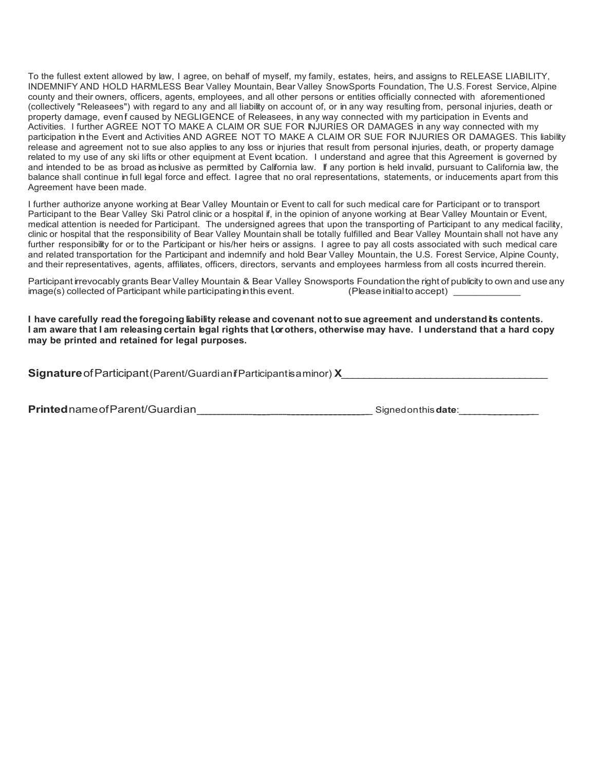To the fullest extent allowed by law, I agree, on behalf of myself, my family, estates, heirs, and assigns to RELEASE LIABILITY, INDEMNIFY AND HOLD HARMLESS Bear Valley Mountain, Bear Valley SnowSports Foundation, The U.S. Forest Service, Alpine county and their owners, officers, agents, employees, and all other persons or entities officially connected with aforementioned (collectively "Releasees") with regard to any and all liability on account of, or in any way resulting from, personal injuries, death or property damage, even if caused by NEGLIGENCE of Releasees, in any way connected with my participation in Events and Activities. I further AGREE NOT TO MAKE A CLAIM OR SUE FOR INJURIES OR DAMAGES in any way connected with my participation in the Event and Activities AND AGREE NOT TO MAKE A CLAIM OR SUE FOR INJURIES OR DAMAGES. This liability release and agreement not to sue also applies to any loss or injuries that result from personal injuries, death, or property damage related to my use of any ski lifts or other equipment at Event location. I understand and agree that this Agreement is governed by and intended to be as broad as inclusive as permitted by California law. If any portion is held invalid, pursuant to California law, the balance shall continue in full legal force and effect. I agree that no oral representations, statements, or inducements apart from this Agreement have been made.

I further authorize anyone working at Bear Valley Mountain or Event to call for such medical care for Participant or to transport Participant to the Bear Valley Ski Patrol clinic or a hospital if, in the opinion of anyone working at Bear Valley Mountain or Event, medical attention is needed for Participant. The undersigned agrees that upon the transporting of Participant to any medical facility, clinic or hospital that the responsibility of Bear Valley Mountain shall be totally fulfilled and Bear Valley Mountain shall not have any further responsibility for or to the Participant or his/her heirs or assigns. I agree to pay all costs associated with such medical care and related transportation for the Participant and indemnify and hold Bear Valley Mountain, the U.S. Forest Service, Alpine County, and their representatives, agents, affiliates, officers, directors, servants and employees harmless from all costs incurred therein.

Participant irrevocably grants Bear Valley Mountain & Bear Valley Snowsports Foundation the right of publicity to own and use any image(s) collected of Participant while participating in this event. (Please initial to accept) ____________

**I have carefully read the foregoing liability release and covenant not to sue agreement and understand its contents. I am aware that I am releasing certain legal rights that I, or others, otherwise may have. I understand that a hard copy may be printed and retained for legal purposes.**

**Signature** of Participant (Parent/Guardian if Participant is a minor) **X**____________________________________

**Printed** name of Parent/Guardian __________________________________ Signed on this **date**:______________